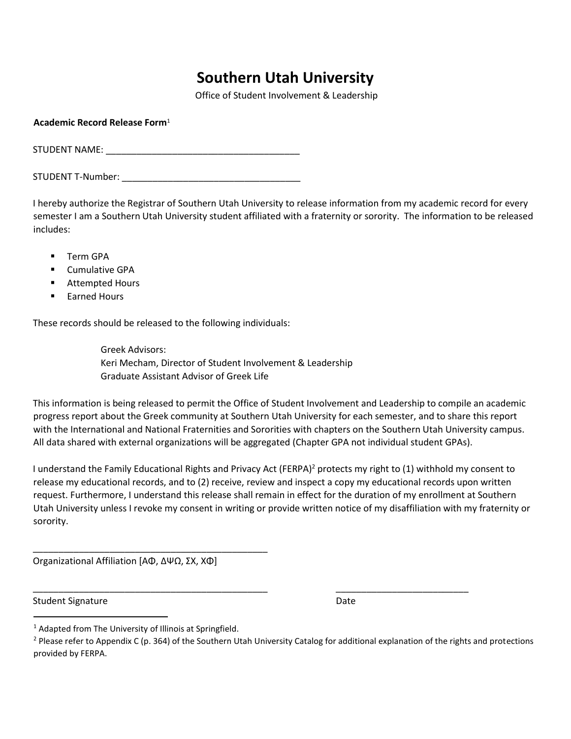# Southern Utah University

Office of Student Involvement & Leadership

**Academic Record Release Form**[1]

STUDENT NAME: ______________________________________

STUDENT T-Number: ___________________________________

I hereby authorize the Registrar of Southern Utah University to release information from my academic record for every semester I am a Southern Utah University student affiliated with a fraternity or sorority. The information to be released includes:

- Term GPA
- Cumulative GPA
- Attempted Hours
- Earned Hours

These records should be released to the following individuals:

> Greek Advisors:
> Keri Mecham, Director of Student Involvement & Leadership
> Graduate Assistant Advisor of Greek Life

This information is being released to permit the Office of Student Involvement and Leadership to compile an academic progress report about the Greek community at Southern Utah University for each semester, and to share this report with the International and National Fraternities and Sororities with chapters on the Southern Utah University campus. All data shared with external organizations will be aggregated (Chapter GPA not individual student GPAs).

I understand the Family Educational Rights and Privacy Act (FERPA)[2] protects my right to (1) withhold my consent to release my educational records, and to (2) receive, review and inspect a copy my educational records upon written request. Furthermore, I understand this release shall remain in effect for the duration of my enrollment at Southern Utah University unless I revoke my consent in writing or provide written notice of my disaffiliation with my fraternity or sorority.

_______________________________________________

Organizational Affiliation [ΑΦ, ΔΨΩ, ΣΧ, ΧΦ]

_______________________________________________ __________________________

Student Signature Date

---

[1] Adapted from The University of Illinois at Springfield.

[2] Please refer to Appendix C (p. 364) of the Southern Utah University Catalog for additional explanation of the rights and protections provided by FERPA.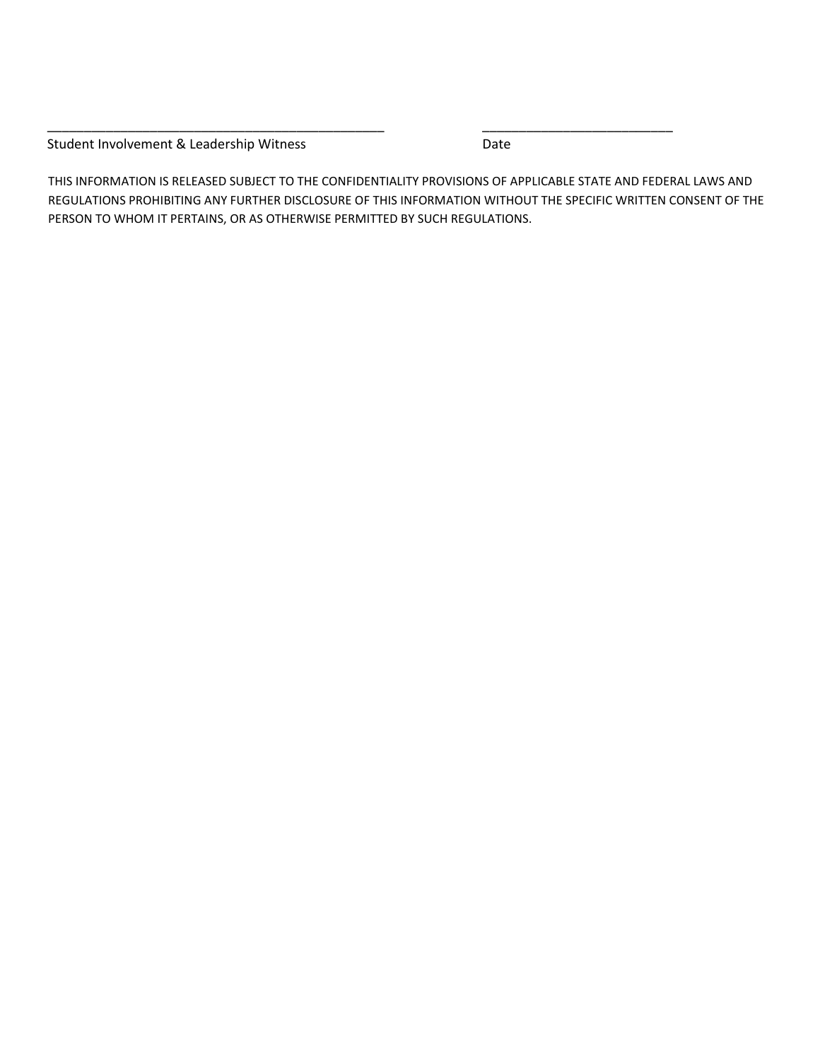_______________________________________________ ___________________________

Student Involvement & Leadership Witness Date

THIS INFORMATION IS RELEASED SUBJECT TO THE CONFIDENTIALITY PROVISIONS OF APPLICABLE STATE AND FEDERAL LAWS AND REGULATIONS PROHIBITING ANY FURTHER DISCLOSURE OF THIS INFORMATION WITHOUT THE SPECIFIC WRITTEN CONSENT OF THE PERSON TO WHOM IT PERTAINS, OR AS OTHERWISE PERMITTED BY SUCH REGULATIONS.